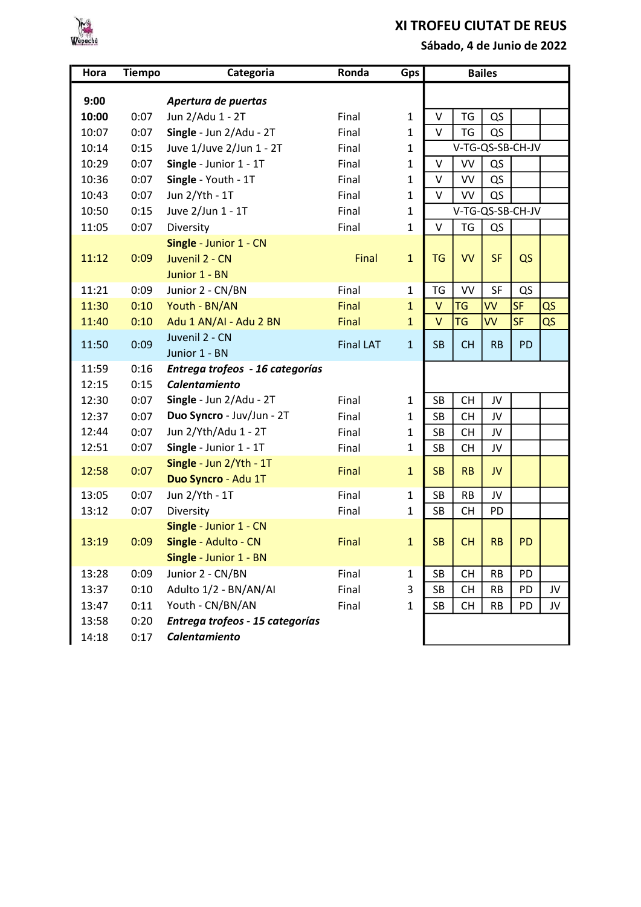# XI TROFEU CIUTAT DE REUS

**Sábado, 4 de Junio de 2022**

| Hora | Tiempo | Categoria | Ronda | Gps | Bailes | | | | |
|---|---|---|---|---|---|---|---|---|---|
| **9:00** | | ***Apertura de puertas*** | | | | | | | |
| **10:00** | 0:07 | Jun 2/Adu 1 - 2T | Final | 1 | V | TG | QS | | |
| 10:07 | 0:07 | **Single** - Jun 2/Adu - 2T | Final | 1 | V | TG | QS | | |
| 10:14 | 0:15 | Juve 1/Juve 2/Jun 1 - 2T | Final | 1 | V-TG-QS-SB-CH-JV | | | | |
| 10:29 | 0:07 | **Single** - Junior 1 - 1T | Final | 1 | V | VV | QS | | |
| 10:36 | 0:07 | **Single** - Youth - 1T | Final | 1 | V | VV | QS | | |
| 10:43 | 0:07 | Jun 2/Yth - 1T | Final | 1 | V | VV | QS | | |
| 10:50 | 0:15 | Juve 2/Jun 1 - 1T | Final | 1 | V-TG-QS-SB-CH-JV | | | | |
| 11:05 | 0:07 | Diversity | Final | 1 | V | TG | QS | | |
| 11:12 | 0:09 | **Single** - Junior 1 - CN<br>Juvenil 2 - CN<br>Junior 1 - BN | Final | 1 | TG | VV | SF | QS | |
| 11:21 | 0:09 | Junior 2 - CN/BN | Final | 1 | TG | VV | SF | QS | |
| 11:30 | 0:10 | Youth - BN/AN | Final | 1 | V | TG | VV | SF | QS |
| 11:40 | 0:10 | Adu 1 AN/AI - Adu 2 BN | Final | 1 | V | TG | VV | SF | QS |
| 11:50 | 0:09 | Juvenil 2 - CN<br>Junior 1 - BN | Final LAT | 1 | SB | CH | RB | PD | |
| 11:59 | 0:16 | ***Entrega trofeos - 16 categorías*** | | | | | | | |
| 12:15 | 0:15 | ***Calentamiento*** | | | | | | | |
| 12:30 | 0:07 | **Single** - Jun 2/Adu - 2T | Final | 1 | SB | CH | JV | | |
| 12:37 | 0:07 | **Duo Syncro** - Juv/Jun - 2T | Final | 1 | SB | CH | JV | | |
| 12:44 | 0:07 | Jun 2/Yth/Adu 1 - 2T | Final | 1 | SB | CH | JV | | |
| 12:51 | 0:07 | **Single** - Junior 1 - 1T | Final | 1 | SB | CH | JV | | |
| 12:58 | 0:07 | **Single** - Jun 2/Yth - 1T<br>**Duo Syncro** - Adu 1T | Final | 1 | SB | RB | JV | | |
| 13:05 | 0:07 | Jun 2/Yth - 1T | Final | 1 | SB | RB | JV | | |
| 13:12 | 0:07 | Diversity | Final | 1 | SB | CH | PD | | |
| 13:19 | 0:09 | **Single** - Junior 1 - CN<br>**Single** - Adulto - CN<br>**Single** - Junior 1 - BN | Final | 1 | SB | CH | RB | PD | |
| 13:28 | 0:09 | Junior 2 - CN/BN | Final | 1 | SB | CH | RB | PD | |
| 13:37 | 0:10 | Adulto 1/2 - BN/AN/AI | Final | 3 | SB | CH | RB | PD | JV |
| 13:47 | 0:11 | Youth - CN/BN/AN | Final | 1 | SB | CH | RB | PD | JV |
| 13:58 | 0:20 | ***Entrega trofeos - 15 categorías*** | | | | | | | |
| 14:18 | 0:17 | ***Calentamiento*** | | | | | | | |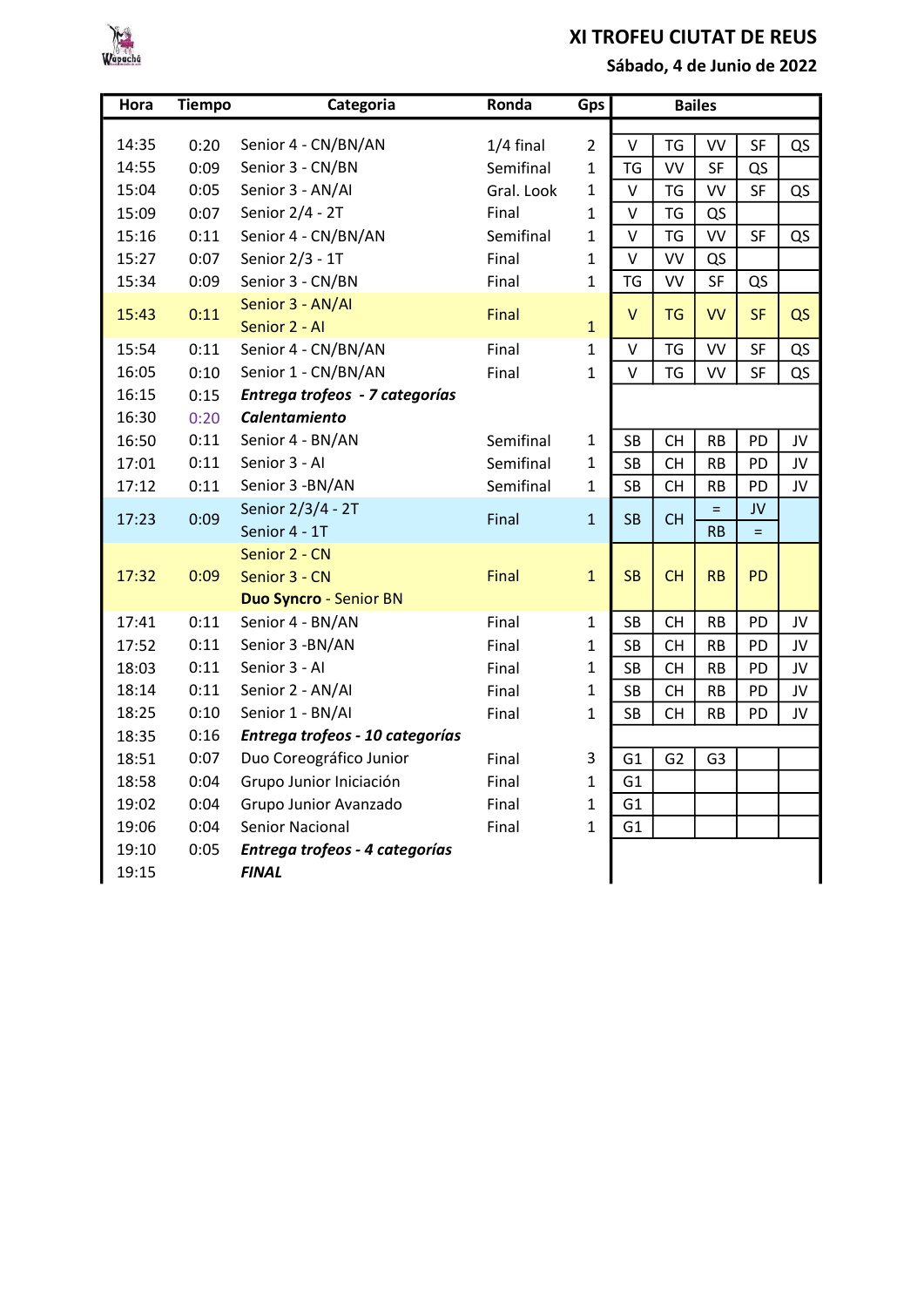# XI TROFEU CIUTAT DE REUS

**Sábado, 4 de Junio de 2022**

| Hora | Tiempo | Categoria | Ronda | Gps | Bailes | | | | |
|---|---|---|---|---|---|---|---|---|---|
| 14:35 | 0:20 | Senior 4 - CN/BN/AN | 1/4 final | 2 | V | TG | VV | SF | QS |
| 14:55 | 0:09 | Senior 3 - CN/BN | Semifinal | 1 | TG | VV | SF | QS | |
| 15:04 | 0:05 | Senior 3 - AN/AI | Gral. Look | 1 | V | TG | VV | SF | QS |
| 15:09 | 0:07 | Senior 2/4 - 2T | Final | 1 | V | TG | QS | | |
| 15:16 | 0:11 | Senior 4 - CN/BN/AN | Semifinal | 1 | V | TG | VV | SF | QS |
| 15:27 | 0:07 | Senior 2/3 - 1T | Final | 1 | V | VV | QS | | |
| 15:34 | 0:09 | Senior 3 - CN/BN | Final | 1 | TG | VV | SF | QS | |
| 15:43 | 0:11 | Senior 3 - AN/AI<br>Senior 2 - AI | Final | 1 | V | TG | VV | SF | QS |
| 15:54 | 0:11 | Senior 4 - CN/BN/AN | Final | 1 | V | TG | VV | SF | QS |
| 16:05 | 0:10 | Senior 1 - CN/BN/AN | Final | 1 | V | TG | VV | SF | QS |
| 16:15 | 0:15 | ***Entrega trofeos - 7 categorías*** | | | | | | | |
| 16:30 | 0:20 | ***Calentamiento*** | | | | | | | |
| 16:50 | 0:11 | Senior 4 - BN/AN | Semifinal | 1 | SB | CH | RB | PD | JV |
| 17:01 | 0:11 | Senior 3 - AI | Semifinal | 1 | SB | CH | RB | PD | JV |
| 17:12 | 0:11 | Senior 3 -BN/AN | Semifinal | 1 | SB | CH | RB | PD | JV |
| 17:23 | 0:09 | Senior 2/3/4 - 2T<br>Senior 4 - 1T | Final | 1 | SB | CH | =<br>RB | JV<br>= | |
| 17:32 | 0:09 | Senior 2 - CN<br>Senior 3 - CN<br>**Duo Syncro** - Senior BN | Final | 1 | SB | CH | RB | PD | |
| 17:41 | 0:11 | Senior 4 - BN/AN | Final | 1 | SB | CH | RB | PD | JV |
| 17:52 | 0:11 | Senior 3 -BN/AN | Final | 1 | SB | CH | RB | PD | JV |
| 18:03 | 0:11 | Senior 3 - AI | Final | 1 | SB | CH | RB | PD | JV |
| 18:14 | 0:11 | Senior 2 - AN/AI | Final | 1 | SB | CH | RB | PD | JV |
| 18:25 | 0:10 | Senior 1 - BN/AI | Final | 1 | SB | CH | RB | PD | JV |
| 18:35 | 0:16 | ***Entrega trofeos - 10 categorías*** | | | | | | | |
| 18:51 | 0:07 | Duo Coreográfico Junior | Final | 3 | G1 | G2 | G3 | | |
| 18:58 | 0:04 | Grupo Junior Iniciación | Final | 1 | G1 | | | | |
| 19:02 | 0:04 | Grupo Junior Avanzado | Final | 1 | G1 | | | | |
| 19:06 | 0:04 | Senior Nacional | Final | 1 | G1 | | | | |
| 19:10 | 0:05 | ***Entrega trofeos - 4 categorías*** | | | | | | | |
| 19:15 | | ***FINAL*** | | | | | | | |